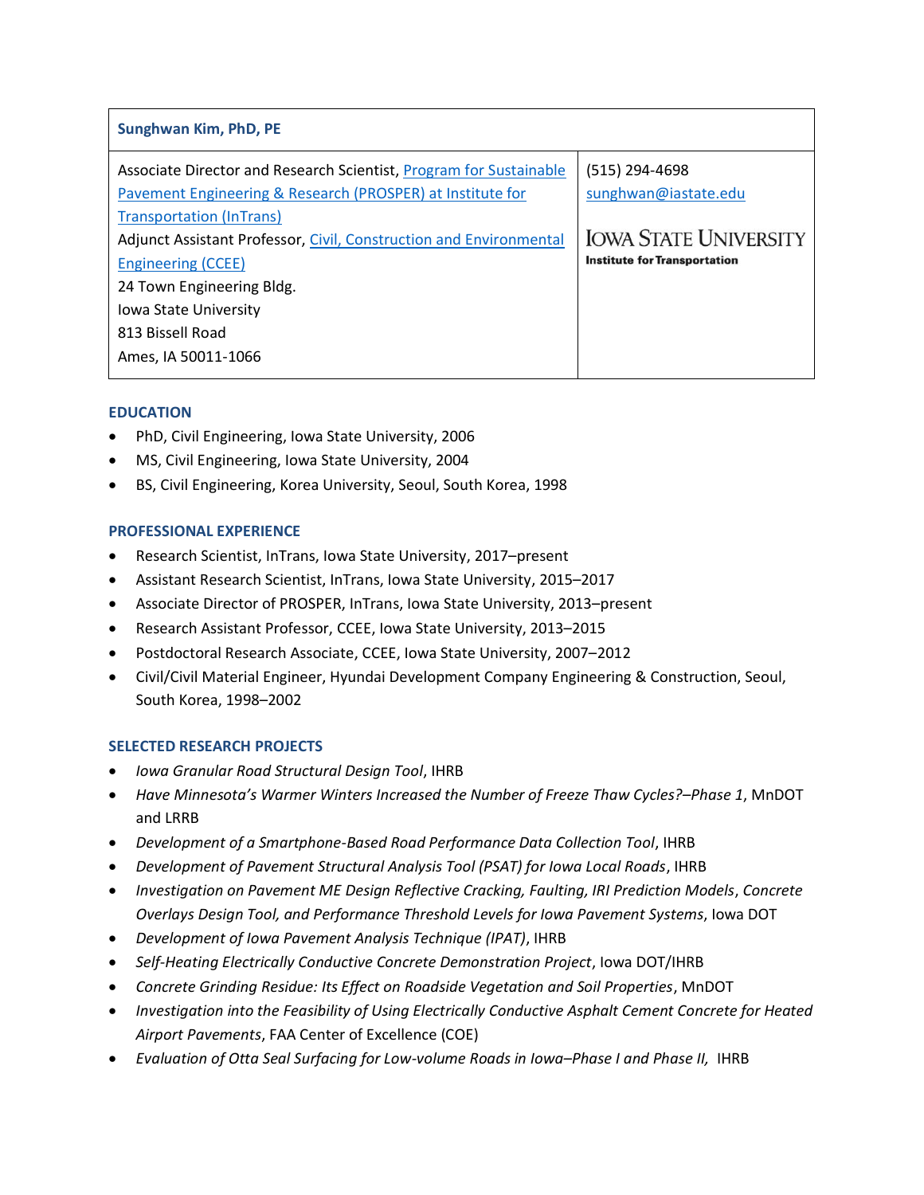**Sunghwan Kim, PhD, PE**

Associate Director and Research Scientist, [Program for Sustainable Pavement Engineering & Research (PROSPER) at Institute for Transportation (InTrans)]
Adjunct Assistant Professor, [Civil, Construction and Environmental Engineering (CCEE)]
24 Town Engineering Bldg.
Iowa State University
813 Bissell Road
Ames, IA 50011-1066

(515) 294-4698
sunghwan@iastate.edu

IOWA STATE UNIVERSITY
Institute for Transportation

## EDUCATION

- PhD, Civil Engineering, Iowa State University, 2006
- MS, Civil Engineering, Iowa State University, 2004
- BS, Civil Engineering, Korea University, Seoul, South Korea, 1998

## PROFESSIONAL EXPERIENCE

- Research Scientist, InTrans, Iowa State University, 2017–present
- Assistant Research Scientist, InTrans, Iowa State University, 2015–2017
- Associate Director of PROSPER, InTrans, Iowa State University, 2013–present
- Research Assistant Professor, CCEE, Iowa State University, 2013–2015
- Postdoctoral Research Associate, CCEE, Iowa State University, 2007–2012
- Civil/Civil Material Engineer, Hyundai Development Company Engineering & Construction, Seoul, South Korea, 1998–2002

## SELECTED RESEARCH PROJECTS

- *Iowa Granular Road Structural Design Tool*, IHRB
- *Have Minnesota's Warmer Winters Increased the Number of Freeze Thaw Cycles?–Phase 1*, MnDOT and LRRB
- *Development of a Smartphone-Based Road Performance Data Collection Tool*, IHRB
- *Development of Pavement Structural Analysis Tool (PSAT) for Iowa Local Roads*, IHRB
- *Investigation on Pavement ME Design Reflective Cracking, Faulting, IRI Prediction Models, Concrete Overlays Design Tool, and Performance Threshold Levels for Iowa Pavement Systems*, Iowa DOT
- *Development of Iowa Pavement Analysis Technique (IPAT)*, IHRB
- *Self-Heating Electrically Conductive Concrete Demonstration Project*, Iowa DOT/IHRB
- *Concrete Grinding Residue: Its Effect on Roadside Vegetation and Soil Properties*, MnDOT
- *Investigation into the Feasibility of Using Electrically Conductive Asphalt Cement Concrete for Heated Airport Pavements*, FAA Center of Excellence (COE)
- *Evaluation of Otta Seal Surfacing for Low-volume Roads in Iowa–Phase I and Phase II,* IHRB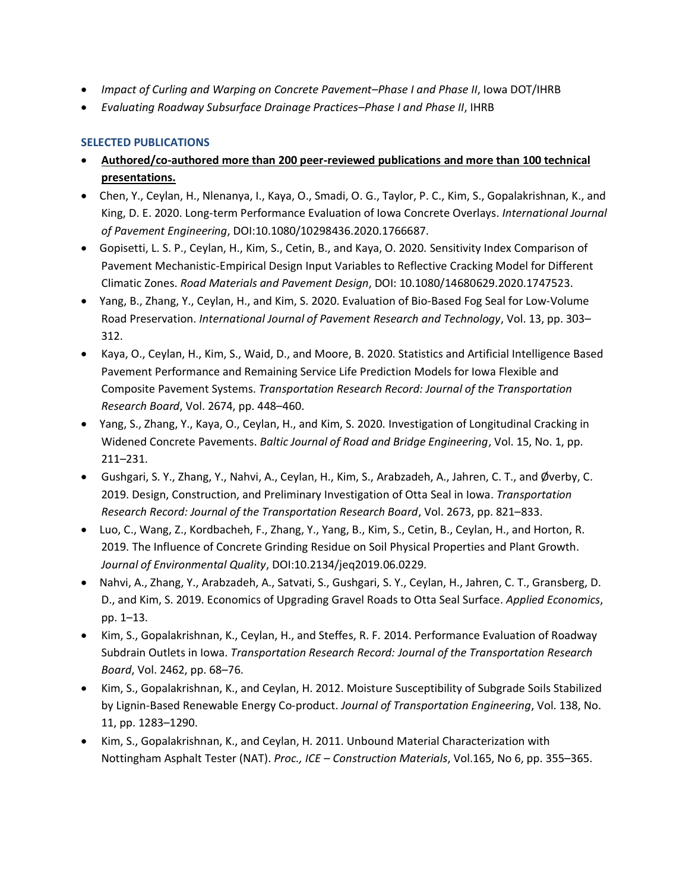- *Impact of Curling and Warping on Concrete Pavement–Phase I and Phase II*, Iowa DOT/IHRB
- *Evaluating Roadway Subsurface Drainage Practices–Phase I and Phase II*, IHRB

### SELECTED PUBLICATIONS

- **Authored/co-authored more than 200 peer-reviewed publications and more than 100 technical presentations.**
- Chen, Y., Ceylan, H., Nlenanya, I., Kaya, O., Smadi, O. G., Taylor, P. C., Kim, S., Gopalakrishnan, K., and King, D. E. 2020. Long-term Performance Evaluation of Iowa Concrete Overlays. *International Journal of Pavement Engineering*, DOI:10.1080/10298436.2020.1766687.
- Gopisetti, L. S. P., Ceylan, H., Kim, S., Cetin, B., and Kaya, O. 2020. Sensitivity Index Comparison of Pavement Mechanistic-Empirical Design Input Variables to Reflective Cracking Model for Different Climatic Zones. *Road Materials and Pavement Design*, DOI: 10.1080/14680629.2020.1747523.
- Yang, B., Zhang, Y., Ceylan, H., and Kim, S. 2020. Evaluation of Bio-Based Fog Seal for Low-Volume Road Preservation. *International Journal of Pavement Research and Technology*, Vol. 13, pp. 303–312.
- Kaya, O., Ceylan, H., Kim, S., Waid, D., and Moore, B. 2020. Statistics and Artificial Intelligence Based Pavement Performance and Remaining Service Life Prediction Models for Iowa Flexible and Composite Pavement Systems. *Transportation Research Record: Journal of the Transportation Research Board*, Vol. 2674, pp. 448–460.
- Yang, S., Zhang, Y., Kaya, O., Ceylan, H., and Kim, S. 2020. Investigation of Longitudinal Cracking in Widened Concrete Pavements. *Baltic Journal of Road and Bridge Engineering*, Vol. 15, No. 1, pp. 211–231.
- Gushgari, S. Y., Zhang, Y., Nahvi, A., Ceylan, H., Kim, S., Arabzadeh, A., Jahren, C. T., and Øverby, C. 2019. Design, Construction, and Preliminary Investigation of Otta Seal in Iowa. *Transportation Research Record: Journal of the Transportation Research Board*, Vol. 2673, pp. 821–833.
- Luo, C., Wang, Z., Kordbacheh, F., Zhang, Y., Yang, B., Kim, S., Cetin, B., Ceylan, H., and Horton, R. 2019. The Influence of Concrete Grinding Residue on Soil Physical Properties and Plant Growth. *Journal of Environmental Quality*, DOI:10.2134/jeq2019.06.0229.
- Nahvi, A., Zhang, Y., Arabzadeh, A., Satvati, S., Gushgari, S. Y., Ceylan, H., Jahren, C. T., Gransberg, D. D., and Kim, S. 2019. Economics of Upgrading Gravel Roads to Otta Seal Surface. *Applied Economics*, pp. 1–13.
- Kim, S., Gopalakrishnan, K., Ceylan, H., and Steffes, R. F. 2014. Performance Evaluation of Roadway Subdrain Outlets in Iowa. *Transportation Research Record: Journal of the Transportation Research Board*, Vol. 2462, pp. 68–76.
- Kim, S., Gopalakrishnan, K., and Ceylan, H. 2012. Moisture Susceptibility of Subgrade Soils Stabilized by Lignin-Based Renewable Energy Co-product. *Journal of Transportation Engineering*, Vol. 138, No. 11, pp. 1283–1290.
- Kim, S., Gopalakrishnan, K., and Ceylan, H. 2011. Unbound Material Characterization with Nottingham Asphalt Tester (NAT). *Proc., ICE – Construction Materials*, Vol.165, No 6, pp. 355–365.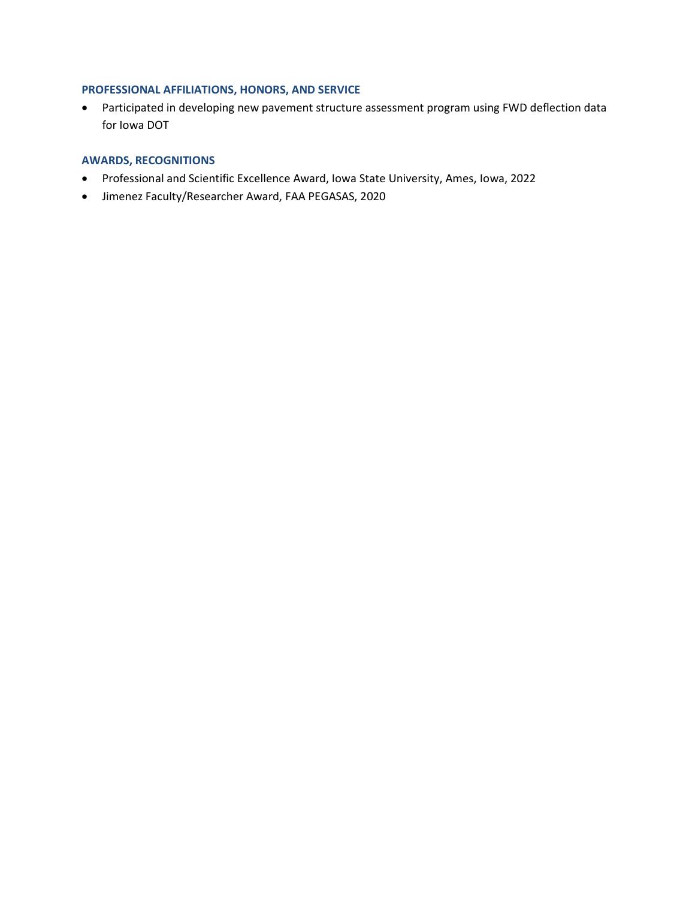### PROFESSIONAL AFFILIATIONS, HONORS, AND SERVICE

- Participated in developing new pavement structure assessment program using FWD deflection data for Iowa DOT

### AWARDS, RECOGNITIONS

- Professional and Scientific Excellence Award, Iowa State University, Ames, Iowa, 2022
- Jimenez Faculty/Researcher Award, FAA PEGASAS, 2020